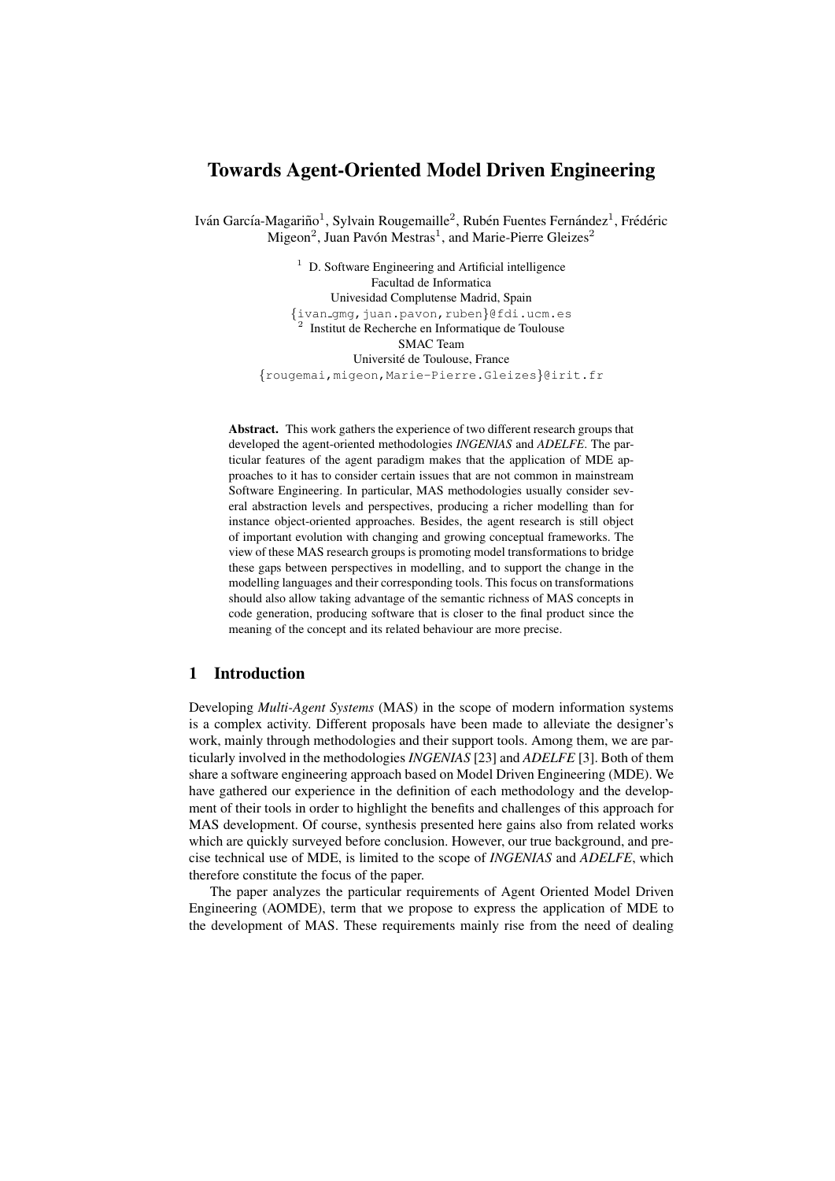# Towards Agent-Oriented Model Driven Engineering

Iván García-Magariño[1], Sylvain Rougemaille[2], Rubén Fuentes Fernández[1], Frédéric Migeon[2], Juan Pavón Mestras[1], and Marie-Pierre Gleizes[2]

[1] D. Software Engineering and Artificial intelligence
Facultad de Informatica
Univesidad Complutense Madrid, Spain
{ivan_gmg,juan.pavon,ruben}@fdi.ucm.es

[2] Institut de Recherche en Informatique de Toulouse
SMAC Team
Université de Toulouse, France
{rougemai,migeon,Marie-Pierre.Gleizes}@irit.fr

**Abstract.** This work gathers the experience of two different research groups that developed the agent-oriented methodologies *INGENIAS* and *ADELFE*. The particular features of the agent paradigm makes that the application of MDE approaches to it has to consider certain issues that are not common in mainstream Software Engineering. In particular, MAS methodologies usually consider several abstraction levels and perspectives, producing a richer modelling than for instance object-oriented approaches. Besides, the agent research is still object of important evolution with changing and growing conceptual frameworks. The view of these MAS research groups is promoting model transformations to bridge these gaps between perspectives in modelling, and to support the change in the modelling languages and their corresponding tools. This focus on transformations should also allow taking advantage of the semantic richness of MAS concepts in code generation, producing software that is closer to the final product since the meaning of the concept and its related behaviour are more precise.

## 1 Introduction

Developing *Multi-Agent Systems* (MAS) in the scope of modern information systems is a complex activity. Different proposals have been made to alleviate the designer's work, mainly through methodologies and their support tools. Among them, we are particularly involved in the methodologies *INGENIAS* [23] and *ADELFE* [3]. Both of them share a software engineering approach based on Model Driven Engineering (MDE). We have gathered our experience in the definition of each methodology and the development of their tools in order to highlight the benefits and challenges of this approach for MAS development. Of course, synthesis presented here gains also from related works which are quickly surveyed before conclusion. However, our true background, and precise technical use of MDE, is limited to the scope of *INGENIAS* and *ADELFE*, which therefore constitute the focus of the paper.

The paper analyzes the particular requirements of Agent Oriented Model Driven Engineering (AOMDE), term that we propose to express the application of MDE to the development of MAS. These requirements mainly rise from the need of dealing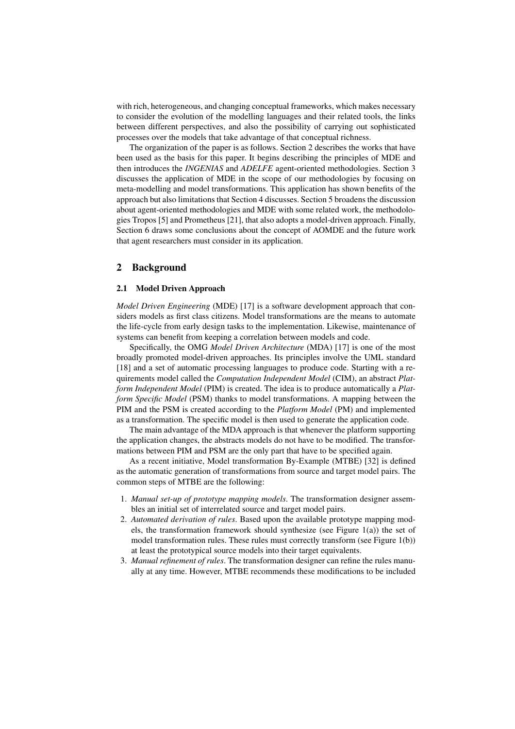with rich, heterogeneous, and changing conceptual frameworks, which makes necessary to consider the evolution of the modelling languages and their related tools, the links between different perspectives, and also the possibility of carrying out sophisticated processes over the models that take advantage of that conceptual richness.

The organization of the paper is as follows. Section 2 describes the works that have been used as the basis for this paper. It begins describing the principles of MDE and then introduces the *INGENIAS* and *ADELFE* agent-oriented methodologies. Section 3 discusses the application of MDE in the scope of our methodologies by focusing on meta-modelling and model transformations. This application has shown benefits of the approach but also limitations that Section 4 discusses. Section 5 broadens the discussion about agent-oriented methodologies and MDE with some related work, the methodologies Tropos [5] and Prometheus [21], that also adopts a model-driven approach. Finally, Section 6 draws some conclusions about the concept of AOMDE and the future work that agent researchers must consider in its application.

## 2 Background

### 2.1 Model Driven Approach

*Model Driven Engineering* (MDE) [17] is a software development approach that considers models as first class citizens. Model transformations are the means to automate the life-cycle from early design tasks to the implementation. Likewise, maintenance of systems can benefit from keeping a correlation between models and code.

Specifically, the OMG *Model Driven Architecture* (MDA) [17] is one of the most broadly promoted model-driven approaches. Its principles involve the UML standard [18] and a set of automatic processing languages to produce code. Starting with a requirements model called the *Computation Independent Model* (CIM), an abstract *Platform Independent Model* (PIM) is created. The idea is to produce automatically a *Platform Specific Model* (PSM) thanks to model transformations. A mapping between the PIM and the PSM is created according to the *Platform Model* (PM) and implemented as a transformation. The specific model is then used to generate the application code.

The main advantage of the MDA approach is that whenever the platform supporting the application changes, the abstracts models do not have to be modified. The transformations between PIM and PSM are the only part that have to be specified again.

As a recent initiative, Model transformation By-Example (MTBE) [32] is defined as the automatic generation of transformations from source and target model pairs. The common steps of MTBE are the following:

1. *Manual set-up of prototype mapping models*. The transformation designer assembles an initial set of interrelated source and target model pairs.
2. *Automated derivation of rules*. Based upon the available prototype mapping models, the transformation framework should synthesize (see Figure 1(a)) the set of model transformation rules. These rules must correctly transform (see Figure 1(b)) at least the prototypical source models into their target equivalents.
3. *Manual refinement of rules*. The transformation designer can refine the rules manually at any time. However, MTBE recommends these modifications to be included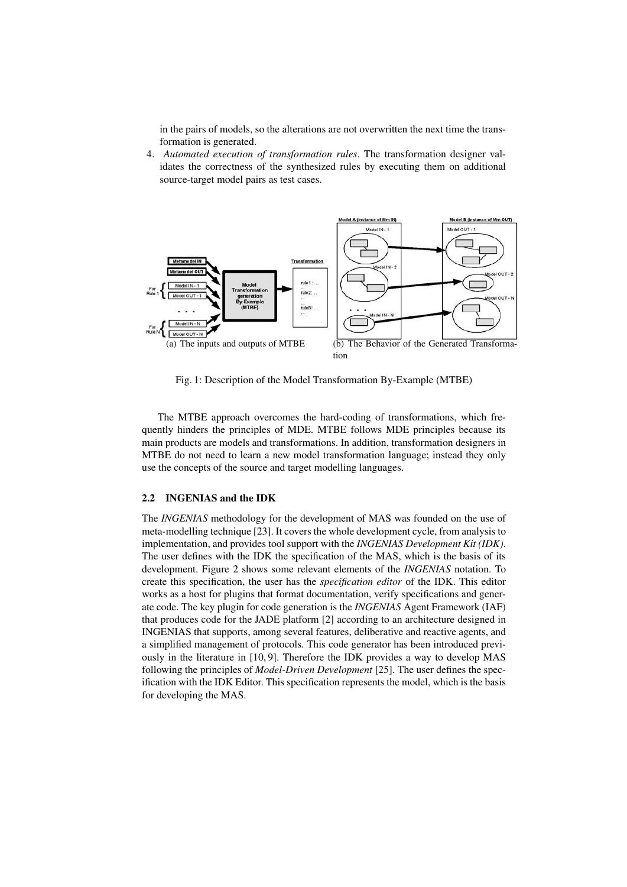in the pairs of models, so the alterations are not overwritten the next time the transformation is generated.

4. *Automated execution of transformation rules*. The transformation designer validates the correctness of the synthesized rules by executing them on additional source-target model pairs as test cases.

(a) The inputs and outputs of MTBE

(b) The Behavior of the Generated Transformation

Fig. 1: Description of the Model Transformation By-Example (MTBE)

The MTBE approach overcomes the hard-coding of transformations, which frequently hinders the principles of MDE. MTBE follows MDE principles because its main products are models and transformations. In addition, transformation designers in MTBE do not need to learn a new model transformation language; instead they only use the concepts of the source and target modelling languages.

### 2.2 INGENIAS and the IDK

The *INGENIAS* methodology for the development of MAS was founded on the use of meta-modelling technique [23]. It covers the whole development cycle, from analysis to implementation, and provides tool support with the *INGENIAS Development Kit (IDK)*. The user defines with the IDK the specification of the MAS, which is the basis of its development. Figure 2 shows some relevant elements of the *INGENIAS* notation. To create this specification, the user has the *specification editor* of the IDK. This editor works as a host for plugins that format documentation, verify specifications and generate code. The key plugin for code generation is the *INGENIAS* Agent Framework (IAF) that produces code for the JADE platform [2] according to an architecture designed in INGENIAS that supports, among several features, deliberative and reactive agents, and a simplified management of protocols. This code generator has been introduced previously in the literature in [10, 9]. Therefore the IDK provides a way to develop MAS following the principles of *Model-Driven Development* [25]. The user defines the specification with the IDK Editor. This specification represents the model, which is the basis for developing the MAS.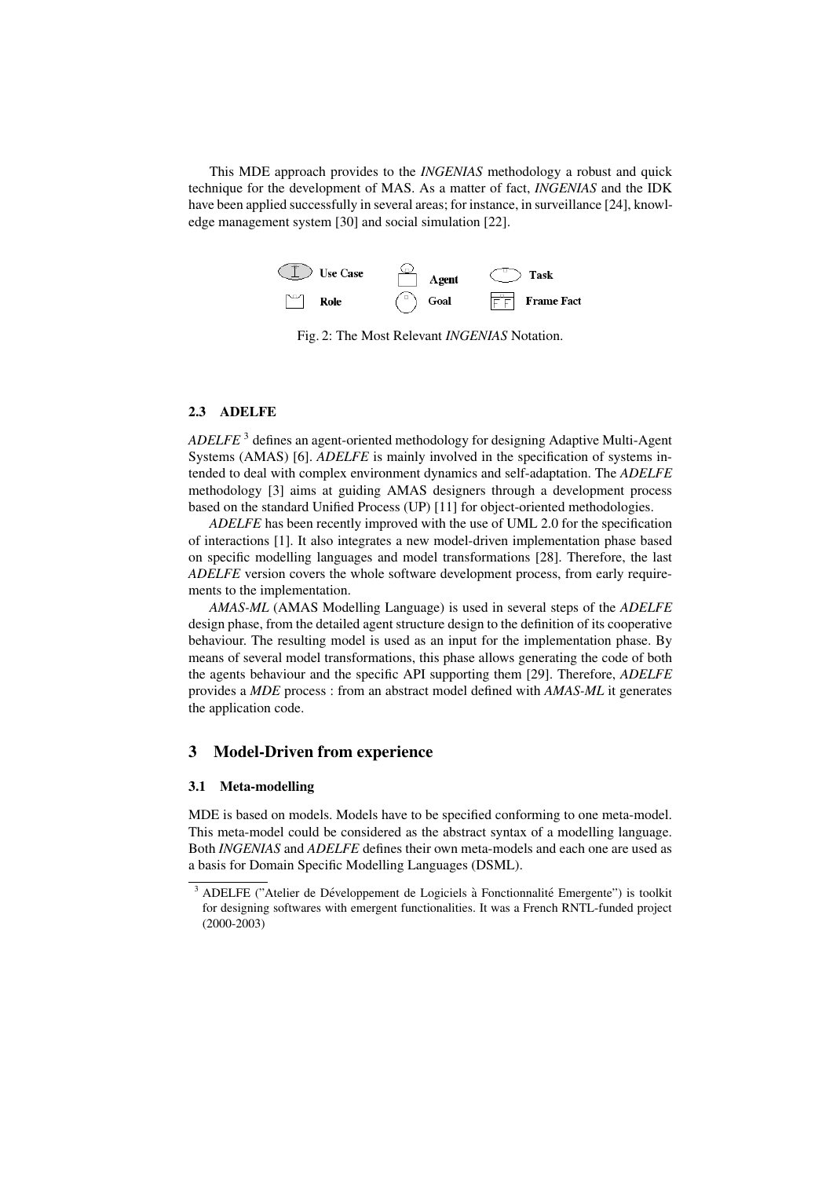This MDE approach provides to the *INGENIAS* methodology a robust and quick technique for the development of MAS. As a matter of fact, *INGENIAS* and the IDK have been applied successfully in several areas; for instance, in surveillance [24], knowledge management system [30] and social simulation [22].

Fig. 2: The Most Relevant *INGENIAS* Notation.

### 2.3 ADELFE

*ADELFE* [3] defines an agent-oriented methodology for designing Adaptive Multi-Agent Systems (AMAS) [6]. *ADELFE* is mainly involved in the specification of systems intended to deal with complex environment dynamics and self-adaptation. The *ADELFE* methodology [3] aims at guiding AMAS designers through a development process based on the standard Unified Process (UP) [11] for object-oriented methodologies.

*ADELFE* has been recently improved with the use of UML 2.0 for the specification of interactions [1]. It also integrates a new model-driven implementation phase based on specific modelling languages and model transformations [28]. Therefore, the last *ADELFE* version covers the whole software development process, from early requirements to the implementation.

*AMAS-ML* (AMAS Modelling Language) is used in several steps of the *ADELFE* design phase, from the detailed agent structure design to the definition of its cooperative behaviour. The resulting model is used as an input for the implementation phase. By means of several model transformations, this phase allows generating the code of both the agents behaviour and the specific API supporting them [29]. Therefore, *ADELFE* provides a *MDE* process : from an abstract model defined with *AMAS-ML* it generates the application code.

## 3 Model-Driven from experience

### 3.1 Meta-modelling

MDE is based on models. Models have to be specified conforming to one meta-model. This meta-model could be considered as the abstract syntax of a modelling language. Both *INGENIAS* and *ADELFE* defines their own meta-models and each one are used as a basis for Domain Specific Modelling Languages (DSML).

[3] ADELFE ("Atelier de Développement de Logiciels à Fonctionnalité Emergente") is toolkit for designing softwares with emergent functionalities. It was a French RNTL-funded project (2000-2003)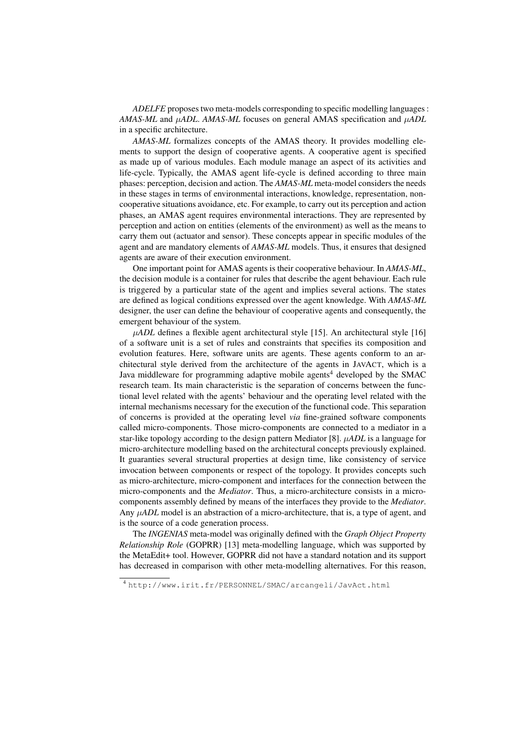*ADELFE* proposes two meta-models corresponding to specific modelling languages : *AMAS-ML* and $\mu$*ADL*. *AMAS-ML* focuses on general AMAS specification and $\mu$*ADL* in a specific architecture.

*AMAS-ML* formalizes concepts of the AMAS theory. It provides modelling elements to support the design of cooperative agents. A cooperative agent is specified as made up of various modules. Each module manage an aspect of its activities and life-cycle. Typically, the AMAS agent life-cycle is defined according to three main phases: perception, decision and action. The *AMAS-ML* meta-model considers the needs in these stages in terms of environmental interactions, knowledge, representation, non-cooperative situations avoidance, etc. For example, to carry out its perception and action phases, an AMAS agent requires environmental interactions. They are represented by perception and action on entities (elements of the environment) as well as the means to carry them out (actuator and sensor). These concepts appear in specific modules of the agent and are mandatory elements of *AMAS-ML* models. Thus, it ensures that designed agents are aware of their execution environment.

One important point for AMAS agents is their cooperative behaviour. In *AMAS-ML*, the decision module is a container for rules that describe the agent behaviour. Each rule is triggered by a particular state of the agent and implies several actions. The states are defined as logical conditions expressed over the agent knowledge. With *AMAS-ML* designer, the user can define the behaviour of cooperative agents and consequently, the emergent behaviour of the system.

$\mu$*ADL* defines a flexible agent architectural style [15]. An architectural style [16] of a software unit is a set of rules and constraints that specifies its composition and evolution features. Here, software units are agents. These agents conform to an architectural style derived from the architecture of the agents in JAVACT, which is a Java middleware for programming adaptive mobile agents[4] developed by the SMAC research team. Its main characteristic is the separation of concerns between the functional level related with the agents' behaviour and the operating level related with the internal mechanisms necessary for the execution of the functional code. This separation of concerns is provided at the operating level *via* fine-grained software components called micro-components. Those micro-components are connected to a mediator in a star-like topology according to the design pattern Mediator [8]. $\mu$*ADL* is a language for micro-architecture modelling based on the architectural concepts previously explained. It guaranties several structural properties at design time, like consistency of service invocation between components or respect of the topology. It provides concepts such as micro-architecture, micro-component and interfaces for the connection between the micro-components and the *Mediator*. Thus, a micro-architecture consists in a micro-components assembly defined by means of the interfaces they provide to the *Mediator*. Any $\mu$*ADL* model is an abstraction of a micro-architecture, that is, a type of agent, and is the source of a code generation process.

The *INGENIAS* meta-model was originally defined with the *Graph Object Property Relationship Role* (GOPRR) [13] meta-modelling language, which was supported by the MetaEdit+ tool. However, GOPRR did not have a standard notation and its support has decreased in comparison with other meta-modelling alternatives. For this reason,

[4] http://www.irit.fr/PERSONNEL/SMAC/arcangeli/JavAct.html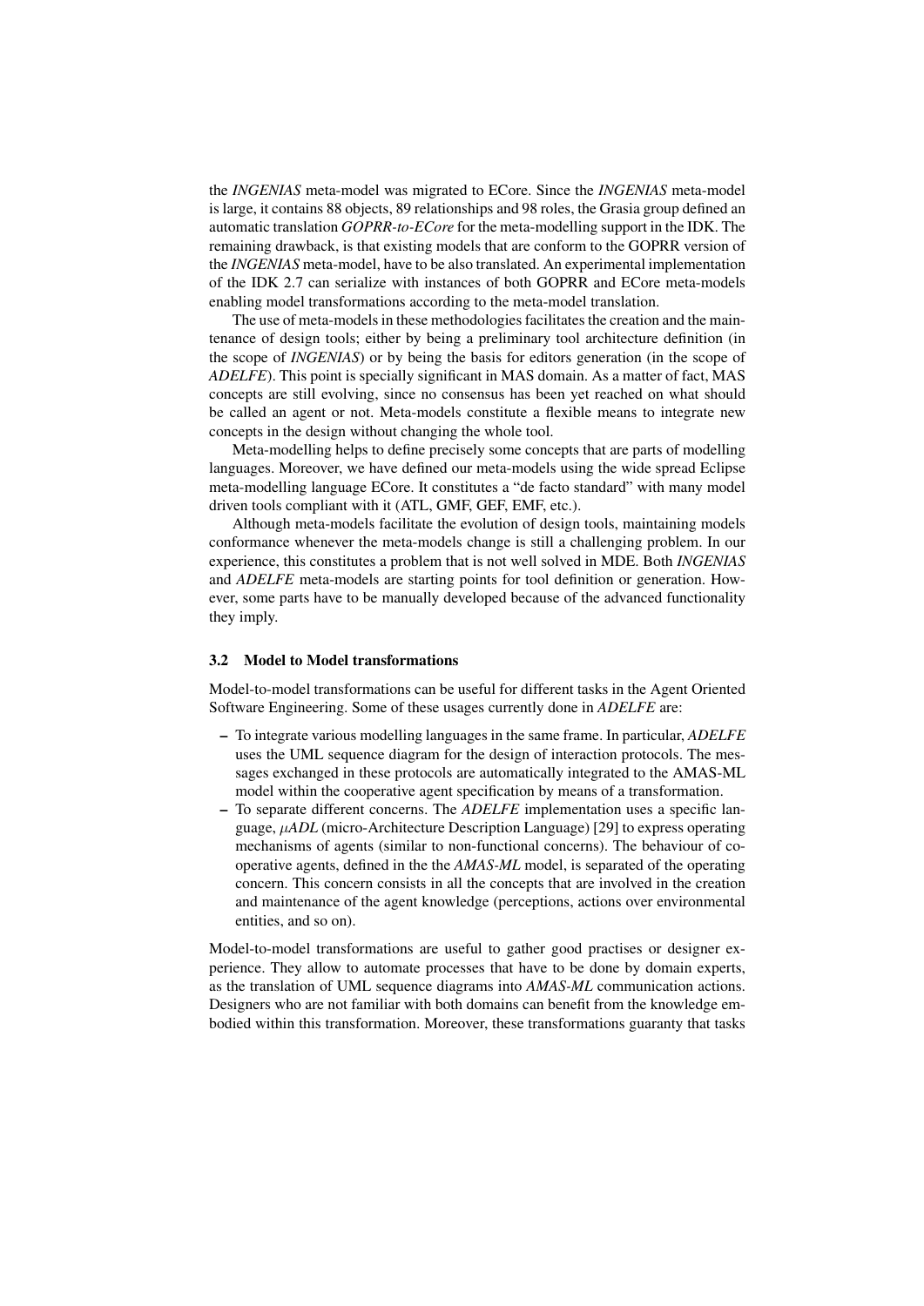the *INGENIAS* meta-model was migrated to ECore. Since the *INGENIAS* meta-model is large, it contains 88 objects, 89 relationships and 98 roles, the Grasia group defined an automatic translation *GOPRR-to-ECore* for the meta-modelling support in the IDK. The remaining drawback, is that existing models that are conform to the GOPRR version of the *INGENIAS* meta-model, have to be also translated. An experimental implementation of the IDK 2.7 can serialize with instances of both GOPRR and ECore meta-models enabling model transformations according to the meta-model translation.

The use of meta-models in these methodologies facilitates the creation and the maintenance of design tools; either by being a preliminary tool architecture definition (in the scope of *INGENIAS*) or by being the basis for editors generation (in the scope of *ADELFE*). This point is specially significant in MAS domain. As a matter of fact, MAS concepts are still evolving, since no consensus has been yet reached on what should be called an agent or not. Meta-models constitute a flexible means to integrate new concepts in the design without changing the whole tool.

Meta-modelling helps to define precisely some concepts that are parts of modelling languages. Moreover, we have defined our meta-models using the wide spread Eclipse meta-modelling language ECore. It constitutes a "de facto standard" with many model driven tools compliant with it (ATL, GMF, GEF, EMF, etc.).

Although meta-models facilitate the evolution of design tools, maintaining models conformance whenever the meta-models change is still a challenging problem. In our experience, this constitutes a problem that is not well solved in MDE. Both *INGENIAS* and *ADELFE* meta-models are starting points for tool definition or generation. However, some parts have to be manually developed because of the advanced functionality they imply.

### 3.2 Model to Model transformations

Model-to-model transformations can be useful for different tasks in the Agent Oriented Software Engineering. Some of these usages currently done in *ADELFE* are:

- To integrate various modelling languages in the same frame. In particular, *ADELFE* uses the UML sequence diagram for the design of interaction protocols. The messages exchanged in these protocols are automatically integrated to the AMAS-ML model within the cooperative agent specification by means of a transformation.
- To separate different concerns. The *ADELFE* implementation uses a specific language, *$\mu$ADL* (micro-Architecture Description Language) [29] to express operating mechanisms of agents (similar to non-functional concerns). The behaviour of cooperative agents, defined in the the *AMAS-ML* model, is separated of the operating concern. This concern consists in all the concepts that are involved in the creation and maintenance of the agent knowledge (perceptions, actions over environmental entities, and so on).

Model-to-model transformations are useful to gather good practises or designer experience. They allow to automate processes that have to be done by domain experts, as the translation of UML sequence diagrams into *AMAS-ML* communication actions. Designers who are not familiar with both domains can benefit from the knowledge embodied within this transformation. Moreover, these transformations guaranty that tasks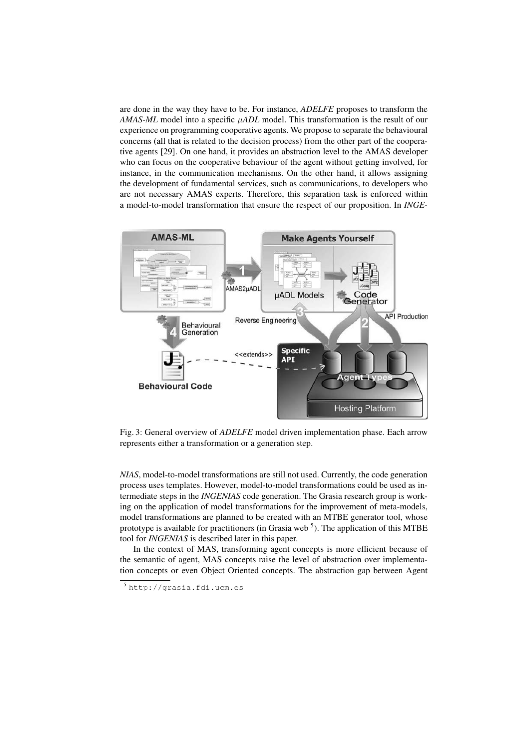are done in the way they have to be. For instance, *ADELFE* proposes to transform the *AMAS-ML* model into a specific *μADL* model. This transformation is the result of our experience on programming cooperative agents. We propose to separate the behavioural concerns (all that is related to the decision process) from the other part of the cooperative agents [29]. On one hand, it provides an abstraction level to the AMAS developer who can focus on the cooperative behaviour of the agent without getting involved, for instance, in the communication mechanisms. On the other hand, it allows assigning the development of fundamental services, such as communications, to developers who are not necessary AMAS experts. Therefore, this separation task is enforced within a model-to-model transformation that ensure the respect of our proposition. In *INGENIAS*, model-to-model transformations are still not used. Currently, the code generation process uses templates. However, model-to-model transformations could be used as intermediate steps in the *INGENIAS* code generation. The Grasia research group is working on the application of model transformations for the improvement of meta-models, model transformations are planned to be created with an MTBE generator tool, whose prototype is available for practitioners (in Grasia web [5]). The application of this MTBE tool for *INGENIAS* is described later in this paper.

Fig. 3: General overview of *ADELFE* model driven implementation phase. Each arrow represents either a transformation or a generation step.

In the context of MAS, transforming agent concepts is more efficient because of the semantic of agent, MAS concepts raise the level of abstraction over implementation concepts or even Object Oriented concepts. The abstraction gap between Agent

[5] http://grasia.fdi.ucm.es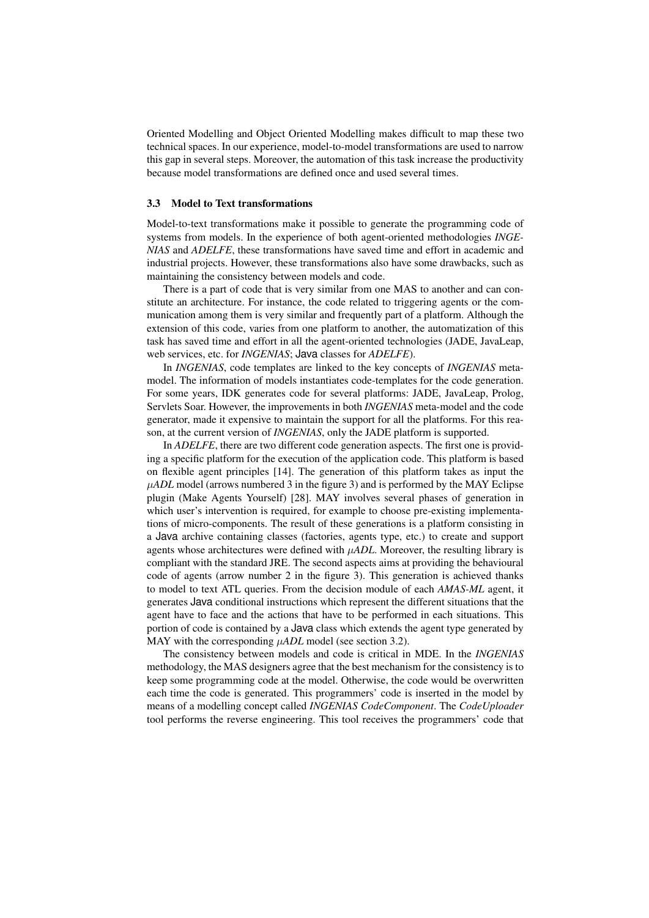Oriented Modelling and Object Oriented Modelling makes difficult to map these two technical spaces. In our experience, model-to-model transformations are used to narrow this gap in several steps. Moreover, the automation of this task increase the productivity because model transformations are defined once and used several times.

### 3.3 Model to Text transformations

Model-to-text transformations make it possible to generate the programming code of systems from models. In the experience of both agent-oriented methodologies *INGENIAS* and *ADELFE*, these transformations have saved time and effort in academic and industrial projects. However, these transformations also have some drawbacks, such as maintaining the consistency between models and code.

There is a part of code that is very similar from one MAS to another and can constitute an architecture. For instance, the code related to triggering agents or the communication among them is very similar and frequently part of a platform. Although the extension of this code, varies from one platform to another, the automatization of this task has saved time and effort in all the agent-oriented technologies (JADE, JavaLeap, web services, etc. for *INGENIAS*; Java classes for *ADELFE*).

In *INGENIAS*, code templates are linked to the key concepts of *INGENIAS* meta-model. The information of models instantiates code-templates for the code generation. For some years, IDK generates code for several platforms: JADE, JavaLeap, Prolog, Servlets Soar. However, the improvements in both *INGENIAS* meta-model and the code generator, made it expensive to maintain the support for all the platforms. For this reason, at the current version of *INGENIAS*, only the JADE platform is supported.

In *ADELFE*, there are two different code generation aspects. The first one is providing a specific platform for the execution of the application code. This platform is based on flexible agent principles [14]. The generation of this platform takes as input the *μADL* model (arrows numbered 3 in the figure 3) and is performed by the MAY Eclipse plugin (Make Agents Yourself) [28]. MAY involves several phases of generation in which user's intervention is required, for example to choose pre-existing implementations of micro-components. The result of these generations is a platform consisting in a Java archive containing classes (factories, agents type, etc.) to create and support agents whose architectures were defined with *μADL*. Moreover, the resulting library is compliant with the standard JRE. The second aspects aims at providing the behavioural code of agents (arrow number 2 in the figure 3). This generation is achieved thanks to model to text ATL queries. From the decision module of each *AMAS-ML* agent, it generates Java conditional instructions which represent the different situations that the agent have to face and the actions that have to be performed in each situations. This portion of code is contained by a Java class which extends the agent type generated by MAY with the corresponding *μADL* model (see section 3.2).

The consistency between models and code is critical in MDE. In the *INGENIAS* methodology, the MAS designers agree that the best mechanism for the consistency is to keep some programming code at the model. Otherwise, the code would be overwritten each time the code is generated. This programmers' code is inserted in the model by means of a modelling concept called *INGENIAS CodeComponent*. The *CodeUploader* tool performs the reverse engineering. This tool receives the programmers' code that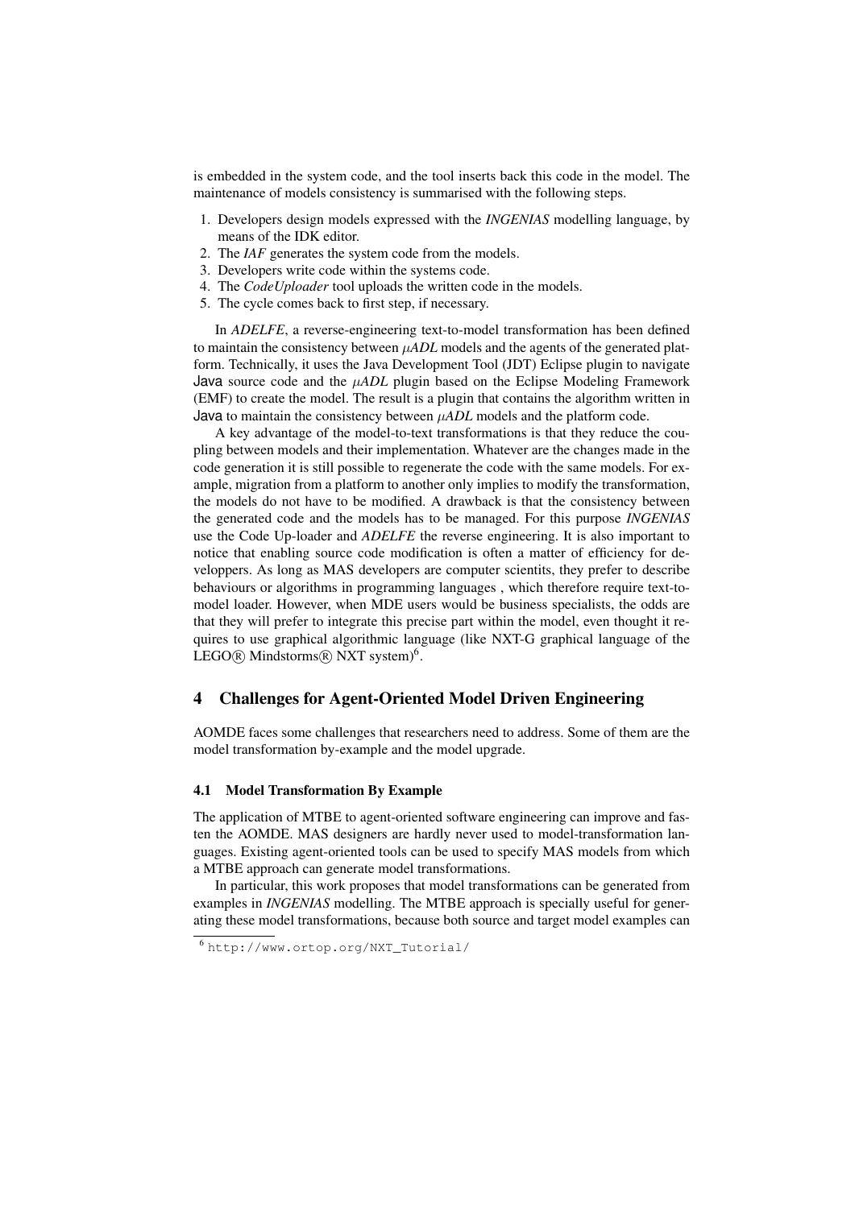is embedded in the system code, and the tool inserts back this code in the model. The maintenance of models consistency is summarised with the following steps.

1. Developers design models expressed with the *INGENIAS* modelling language, by means of the IDK editor.
2. The *IAF* generates the system code from the models.
3. Developers write code within the systems code.
4. The *CodeUploader* tool uploads the written code in the models.
5. The cycle comes back to first step, if necessary.

In *ADELFE*, a reverse-engineering text-to-model transformation has been defined to maintain the consistency between *μADL* models and the agents of the generated platform. Technically, it uses the Java Development Tool (JDT) Eclipse plugin to navigate Java source code and the *μADL* plugin based on the Eclipse Modeling Framework (EMF) to create the model. The result is a plugin that contains the algorithm written in Java to maintain the consistency between *μADL* models and the platform code.

A key advantage of the model-to-text transformations is that they reduce the coupling between models and their implementation. Whatever are the changes made in the code generation it is still possible to regenerate the code with the same models. For example, migration from a platform to another only implies to modify the transformation, the models do not have to be modified. A drawback is that the consistency between the generated code and the models has to be managed. For this purpose *INGENIAS* use the Code Up-loader and *ADELFE* the reverse engineering. It is also important to notice that enabling source code modification is often a matter of efficiency for developpers. As long as MAS developers are computer scientits, they prefer to describe behaviours or algorithms in programming languages , which therefore require text-to-model loader. However, when MDE users would be business specialists, the odds are that they will prefer to integrate this precise part within the model, even thought it requires to use graphical algorithmic language (like NXT-G graphical language of the LEGO® Mindstorms® NXT system)[6].

## 4 Challenges for Agent-Oriented Model Driven Engineering

AOMDE faces some challenges that researchers need to address. Some of them are the model transformation by-example and the model upgrade.

### 4.1 Model Transformation By Example

The application of MTBE to agent-oriented software engineering can improve and fasten the AOMDE. MAS designers are hardly never used to model-transformation languages. Existing agent-oriented tools can be used to specify MAS models from which a MTBE approach can generate model transformations.

In particular, this work proposes that model transformations can be generated from examples in *INGENIAS* modelling. The MTBE approach is specially useful for generating these model transformations, because both source and target model examples can

[6] http://www.ortop.org/NXT_Tutorial/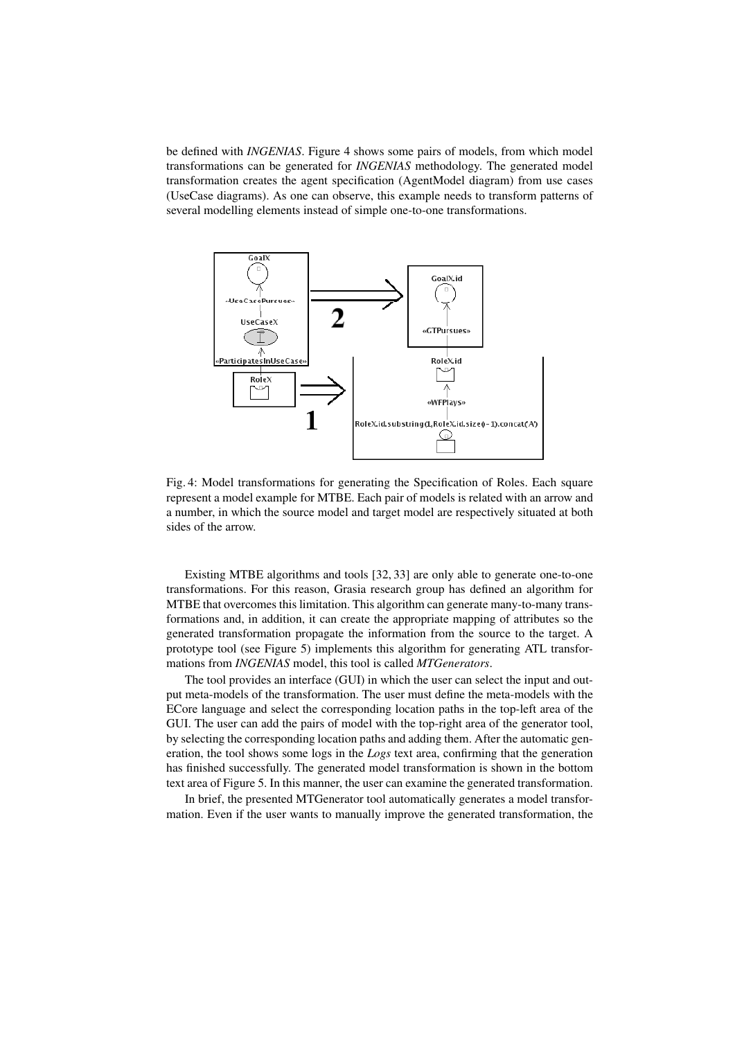be defined with *INGENIAS*. Figure 4 shows some pairs of models, from which model transformations can be generated for *INGENIAS* methodology. The generated model transformation creates the agent specification (AgentModel diagram) from use cases (UseCase diagrams). As one can observe, this example needs to transform patterns of several modelling elements instead of simple one-to-one transformations.

Fig. 4: Model transformations for generating the Specification of Roles. Each square represent a model example for MTBE. Each pair of models is related with an arrow and a number, in which the source model and target model are respectively situated at both sides of the arrow.

Existing MTBE algorithms and tools [32, 33] are only able to generate one-to-one transformations. For this reason, Grasia research group has defined an algorithm for MTBE that overcomes this limitation. This algorithm can generate many-to-many transformations and, in addition, it can create the appropriate mapping of attributes so the generated transformation propagate the information from the source to the target. A prototype tool (see Figure 5) implements this algorithm for generating ATL transformations from *INGENIAS* model, this tool is called *MTGenerators*.

The tool provides an interface (GUI) in which the user can select the input and output meta-models of the transformation. The user must define the meta-models with the ECore language and select the corresponding location paths in the top-left area of the GUI. The user can add the pairs of model with the top-right area of the generator tool, by selecting the corresponding location paths and adding them. After the automatic generation, the tool shows some logs in the *Logs* text area, confirming that the generation has finished successfully. The generated model transformation is shown in the bottom text area of Figure 5. In this manner, the user can examine the generated transformation.

In brief, the presented MTGenerator tool automatically generates a model transformation. Even if the user wants to manually improve the generated transformation, the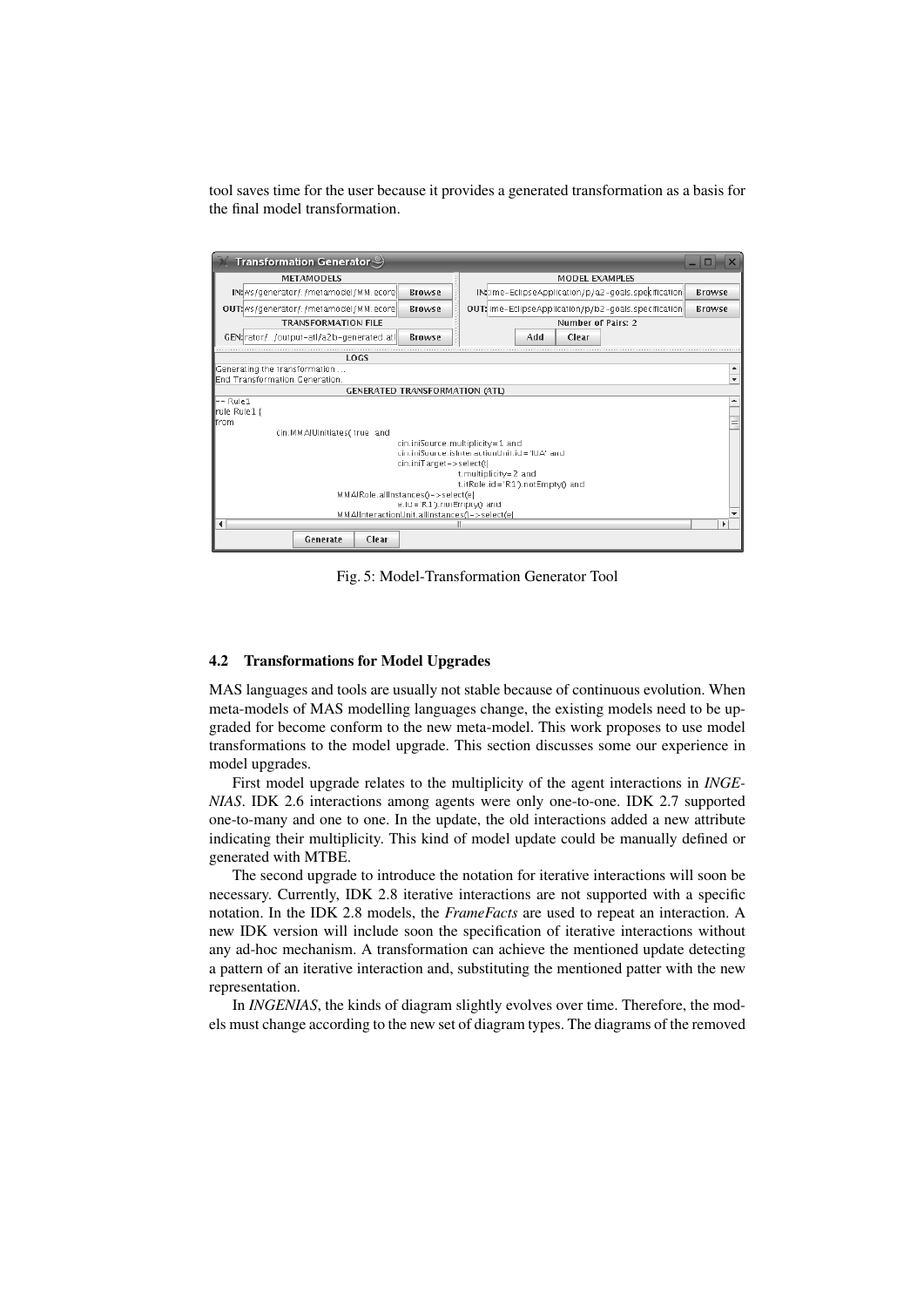tool saves time for the user because it provides a generated transformation as a basis for the final model transformation.

Fig. 5: Model-Transformation Generator Tool

### 4.2 Transformations for Model Upgrades

MAS languages and tools are usually not stable because of continuous evolution. When meta-models of MAS modelling languages change, the existing models need to be upgraded for become conform to the new meta-model. This work proposes to use model transformations to the model upgrade. This section discusses some our experience in model upgrades.

First model upgrade relates to the multiplicity of the agent interactions in *INGENIAS*. IDK 2.6 interactions among agents were only one-to-one. IDK 2.7 supported one-to-many and one to one. In the update, the old interactions added a new attribute indicating their multiplicity. This kind of model update could be manually defined or generated with MTBE.

The second upgrade to introduce the notation for iterative interactions will soon be necessary. Currently, IDK 2.8 iterative interactions are not supported with a specific notation. In the IDK 2.8 models, the *FrameFacts* are used to repeat an interaction. A new IDK version will include soon the specification of iterative interactions without any ad-hoc mechanism. A transformation can achieve the mentioned update detecting a pattern of an iterative interaction and, substituting the mentioned patter with the new representation.

In *INGENIAS*, the kinds of diagram slightly evolves over time. Therefore, the models must change according to the new set of diagram types. The diagrams of the removed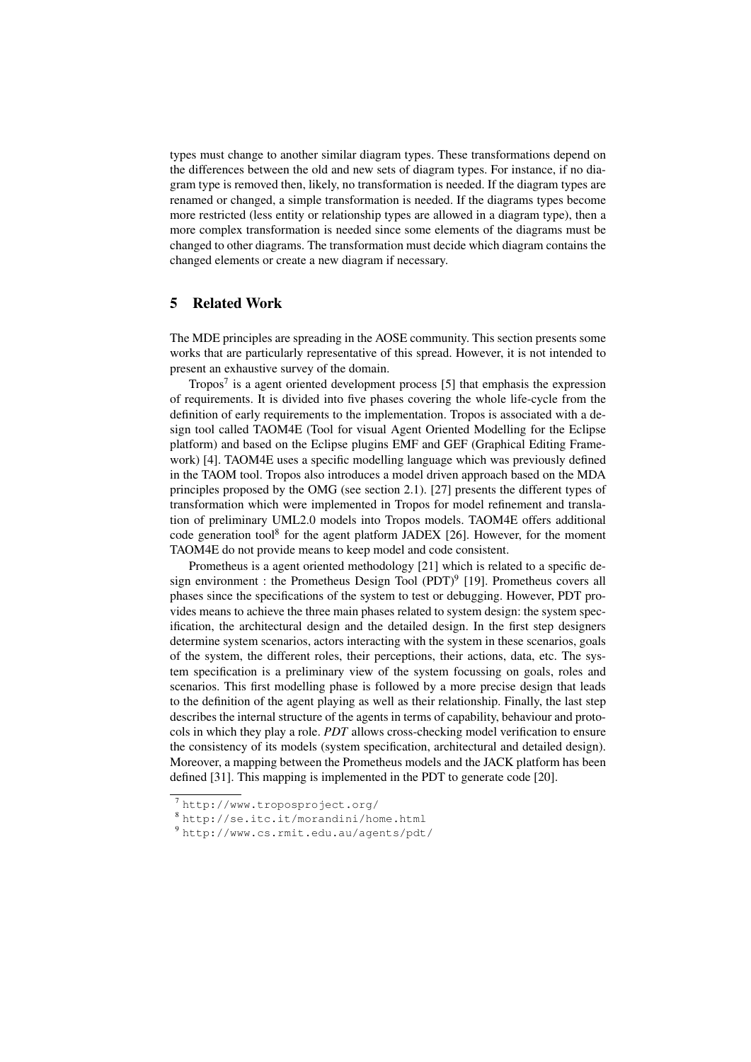types must change to another similar diagram types. These transformations depend on the differences between the old and new sets of diagram types. For instance, if no diagram type is removed then, likely, no transformation is needed. If the diagram types are renamed or changed, a simple transformation is needed. If the diagrams types become more restricted (less entity or relationship types are allowed in a diagram type), then a more complex transformation is needed since some elements of the diagrams must be changed to other diagrams. The transformation must decide which diagram contains the changed elements or create a new diagram if necessary.

## 5 Related Work

The MDE principles are spreading in the AOSE community. This section presents some works that are particularly representative of this spread. However, it is not intended to present an exhaustive survey of the domain.

Tropos[7] is a agent oriented development process [5] that emphasis the expression of requirements. It is divided into five phases covering the whole life-cycle from the definition of early requirements to the implementation. Tropos is associated with a design tool called TAOM4E (Tool for visual Agent Oriented Modelling for the Eclipse platform) and based on the Eclipse plugins EMF and GEF (Graphical Editing Framework) [4]. TAOM4E uses a specific modelling language which was previously defined in the TAOM tool. Tropos also introduces a model driven approach based on the MDA principles proposed by the OMG (see section 2.1). [27] presents the different types of transformation which were implemented in Tropos for model refinement and translation of preliminary UML2.0 models into Tropos models. TAOM4E offers additional code generation tool[8] for the agent platform JADEX [26]. However, for the moment TAOM4E do not provide means to keep model and code consistent.

Prometheus is a agent oriented methodology [21] which is related to a specific design environment : the Prometheus Design Tool (PDT)[9] [19]. Prometheus covers all phases since the specifications of the system to test or debugging. However, PDT provides means to achieve the three main phases related to system design: the system specification, the architectural design and the detailed design. In the first step designers determine system scenarios, actors interacting with the system in these scenarios, goals of the system, the different roles, their perceptions, their actions, data, etc. The system specification is a preliminary view of the system focussing on goals, roles and scenarios. This first modelling phase is followed by a more precise design that leads to the definition of the agent playing as well as their relationship. Finally, the last step describes the internal structure of the agents in terms of capability, behaviour and protocols in which they play a role. *PDT* allows cross-checking model verification to ensure the consistency of its models (system specification, architectural and detailed design). Moreover, a mapping between the Prometheus models and the JACK platform has been defined [31]. This mapping is implemented in the PDT to generate code [20].

[7] `http://www.troposproject.org/`

[8] `http://se.itc.it/morandini/home.html`

[9] `http://www.cs.rmit.edu.au/agents/pdt/`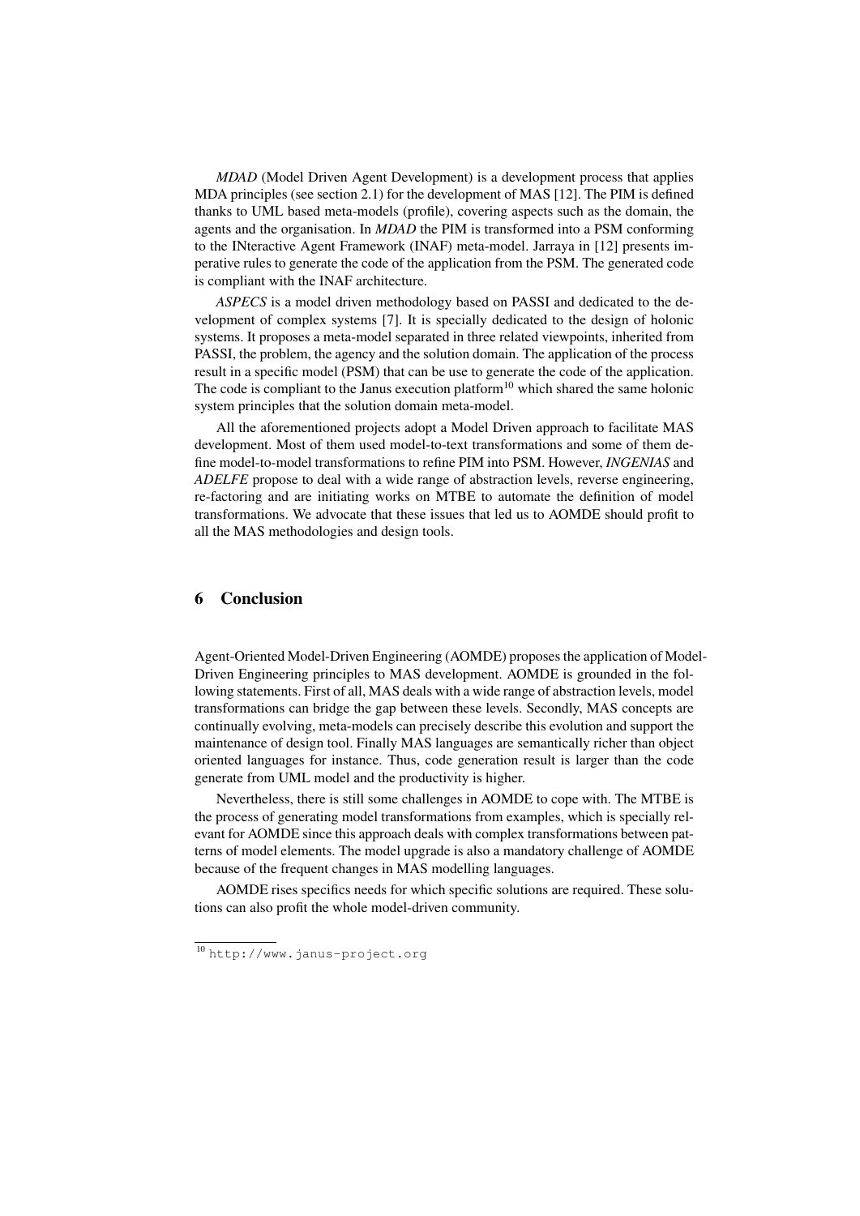*MDAD* (Model Driven Agent Development) is a development process that applies MDA principles (see section 2.1) for the development of MAS [12]. The PIM is defined thanks to UML based meta-models (profile), covering aspects such as the domain, the agents and the organisation. In *MDAD* the PIM is transformed into a PSM conforming to the INteractive Agent Framework (INAF) meta-model. Jarraya in [12] presents imperative rules to generate the code of the application from the PSM. The generated code is compliant with the INAF architecture.

*ASPECS* is a model driven methodology based on PASSI and dedicated to the development of complex systems [7]. It is specially dedicated to the design of holonic systems. It proposes a meta-model separated in three related viewpoints, inherited from PASSI, the problem, the agency and the solution domain. The application of the process result in a specific model (PSM) that can be use to generate the code of the application. The code is compliant to the Janus execution platform[10] which shared the same holonic system principles that the solution domain meta-model.

All the aforementioned projects adopt a Model Driven approach to facilitate MAS development. Most of them used model-to-text transformations and some of them define model-to-model transformations to refine PIM into PSM. However, *INGENIAS* and *ADELFE* propose to deal with a wide range of abstraction levels, reverse engineering, re-factoring and are initiating works on MTBE to automate the definition of model transformations. We advocate that these issues that led us to AOMDE should profit to all the MAS methodologies and design tools.

## 6 Conclusion

Agent-Oriented Model-Driven Engineering (AOMDE) proposes the application of Model-Driven Engineering principles to MAS development. AOMDE is grounded in the following statements. First of all, MAS deals with a wide range of abstraction levels, model transformations can bridge the gap between these levels. Secondly, MAS concepts are continually evolving, meta-models can precisely describe this evolution and support the maintenance of design tool. Finally MAS languages are semantically richer than object oriented languages for instance. Thus, code generation result is larger than the code generate from UML model and the productivity is higher.

Nevertheless, there is still some challenges in AOMDE to cope with. The MTBE is the process of generating model transformations from examples, which is specially relevant for AOMDE since this approach deals with complex transformations between patterns of model elements. The model upgrade is also a mandatory challenge of AOMDE because of the frequent changes in MAS modelling languages.

AOMDE rises specifics needs for which specific solutions are required. These solutions can also profit the whole model-driven community.

[10] http://www.janus-project.org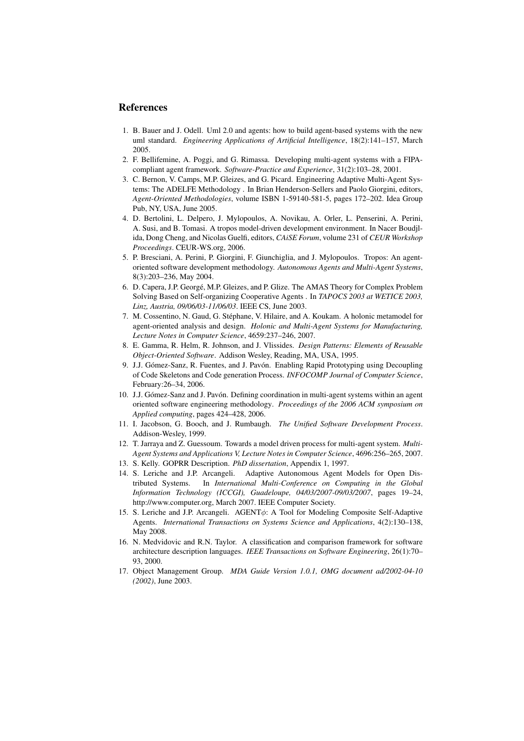## References

1. B. Bauer and J. Odell. Uml 2.0 and agents: how to build agent-based systems with the new uml standard. *Engineering Applications of Artificial Intelligence*, 18(2):141–157, March 2005.
2. F. Bellifemine, A. Poggi, and G. Rimassa. Developing multi-agent systems with a FIPA-compliant agent framework. *Software-Practice and Experience*, 31(2):103–28, 2001.
3. C. Bernon, V. Camps, M.P. Gleizes, and G. Picard. Engineering Adaptive Multi-Agent Systems: The ADELFE Methodology . In Brian Henderson-Sellers and Paolo Giorgini, editors, *Agent-Oriented Methodologies*, volume ISBN 1-59140-581-5, pages 172–202. Idea Group Pub, NY, USA, June 2005.
4. D. Bertolini, L. Delpero, J. Mylopoulos, A. Novikau, A. Orler, L. Penserini, A. Perini, A. Susi, and B. Tomasi. A tropos model-driven development environment. In Nacer Boudjlida, Dong Cheng, and Nicolas Guelfi, editors, *CAiSE Forum*, volume 231 of *CEUR Workshop Proceedings*. CEUR-WS.org, 2006.
5. P. Bresciani, A. Perini, P. Giorgini, F. Giunchiglia, and J. Mylopoulos. Tropos: An agent-oriented software development methodology. *Autonomous Agents and Multi-Agent Systems*, 8(3):203–236, May 2004.
6. D. Capera, J.P. Georgé, M.P. Gleizes, and P. Glize. The AMAS Theory for Complex Problem Solving Based on Self-organizing Cooperative Agents . In *TAPOCS 2003 at WETICE 2003, Linz, Austria, 09/06/03-11/06/03*. IEEE CS, June 2003.
7. M. Cossentino, N. Gaud, G. Stéphane, V. Hilaire, and A. Koukam. A holonic metamodel for agent-oriented analysis and design. *Holonic and Multi-Agent Systems for Manufacturing, Lecture Notes in Computer Science*, 4659:237–246, 2007.
8. E. Gamma, R. Helm, R. Johnson, and J. Vlissides. *Design Patterns: Elements of Reusable Object-Oriented Software*. Addison Wesley, Reading, MA, USA, 1995.
9. J.J. Gómez-Sanz, R. Fuentes, and J. Pavón. Enabling Rapid Prototyping using Decoupling of Code Skeletons and Code generation Process. *INFOCOMP Journal of Computer Science*, February:26–34, 2006.
10. J.J. Gómez-Sanz and J. Pavón. Defining coordination in multi-agent systems within an agent oriented software engineering methodology. *Proceedings of the 2006 ACM symposium on Applied computing*, pages 424–428, 2006.
11. I. Jacobson, G. Booch, and J. Rumbaugh. *The Unified Software Development Process*. Addison-Wesley, 1999.
12. T. Jarraya and Z. Guessoum. Towards a model driven process for multi-agent system. *Multi-Agent Systems and Applications V, Lecture Notes in Computer Science*, 4696:256–265, 2007.
13. S. Kelly. GOPRR Description. *PhD dissertation*, Appendix 1, 1997.
14. S. Leriche and J.P. Arcangeli. Adaptive Autonomous Agent Models for Open Distributed Systems. In *International Multi-Conference on Computing in the Global Information Technology (ICCGI), Guadeloupe, 04/03/2007-09/03/2007*, pages 19–24, http://www.computer.org, March 2007. IEEE Computer Society.
15. S. Leriche and J.P. Arcangeli. AGENT$\phi$: A Tool for Modeling Composite Self-Adaptive Agents. *International Transactions on Systems Science and Applications*, 4(2):130–138, May 2008.
16. N. Medvidovic and R.N. Taylor. A classification and comparison framework for software architecture description languages. *IEEE Transactions on Software Engineering*, 26(1):70–93, 2000.
17. Object Management Group. *MDA Guide Version 1.0.1, OMG document ad/2002-04-10 (2002)*, June 2003.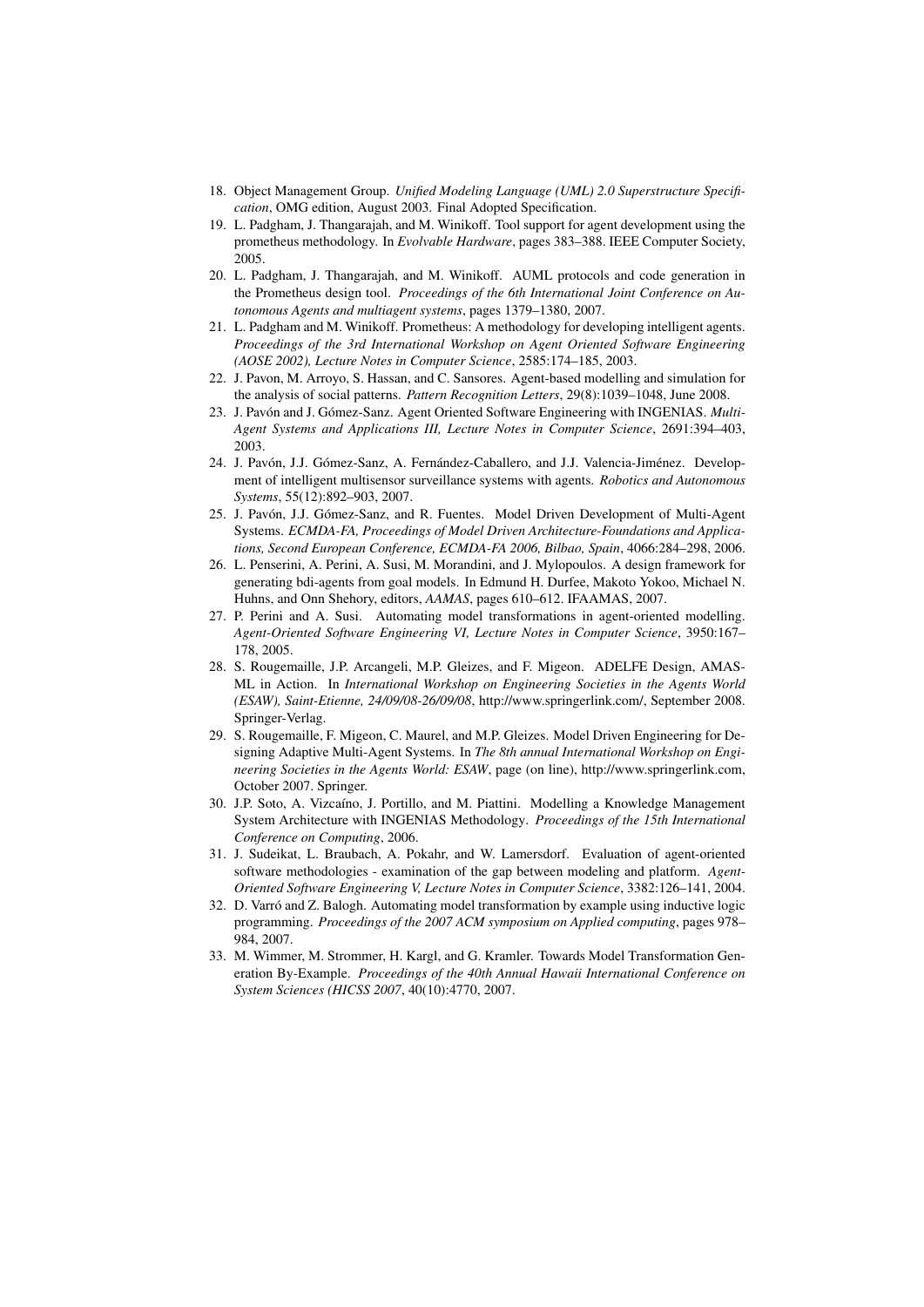18. Object Management Group. *Unified Modeling Language (UML) 2.0 Superstructure Specification*, OMG edition, August 2003. Final Adopted Specification.
19. L. Padgham, J. Thangarajah, and M. Winikoff. Tool support for agent development using the prometheus methodology. In *Evolvable Hardware*, pages 383–388. IEEE Computer Society, 2005.
20. L. Padgham, J. Thangarajah, and M. Winikoff. AUML protocols and code generation in the Prometheus design tool. *Proceedings of the 6th International Joint Conference on Autonomous Agents and multiagent systems*, pages 1379–1380, 2007.
21. L. Padgham and M. Winikoff. Prometheus: A methodology for developing intelligent agents. *Proceedings of the 3rd International Workshop on Agent Oriented Software Engineering (AOSE 2002), Lecture Notes in Computer Science*, 2585:174–185, 2003.
22. J. Pavon, M. Arroyo, S. Hassan, and C. Sansores. Agent-based modelling and simulation for the analysis of social patterns. *Pattern Recognition Letters*, 29(8):1039–1048, June 2008.
23. J. Pavón and J. Gómez-Sanz. Agent Oriented Software Engineering with INGENIAS. *Multi-Agent Systems and Applications III, Lecture Notes in Computer Science*, 2691:394–403, 2003.
24. J. Pavón, J.J. Gómez-Sanz, A. Fernández-Caballero, and J.J. Valencia-Jiménez. Development of intelligent multisensor surveillance systems with agents. *Robotics and Autonomous Systems*, 55(12):892–903, 2007.
25. J. Pavón, J.J. Gómez-Sanz, and R. Fuentes. Model Driven Development of Multi-Agent Systems. *ECMDA-FA, Proceedings of Model Driven Architecture-Foundations and Applications, Second European Conference, ECMDA-FA 2006, Bilbao, Spain*, 4066:284–298, 2006.
26. L. Penserini, A. Perini, A. Susi, M. Morandini, and J. Mylopoulos. A design framework for generating bdi-agents from goal models. In Edmund H. Durfee, Makoto Yokoo, Michael N. Huhns, and Onn Shehory, editors, *AAMAS*, pages 610–612. IFAAMAS, 2007.
27. P. Perini and A. Susi. Automating model transformations in agent-oriented modelling. *Agent-Oriented Software Engineering VI, Lecture Notes in Computer Science*, 3950:167–178, 2005.
28. S. Rougemaille, J.P. Arcangeli, M.P. Gleizes, and F. Migeon. ADELFE Design, AMAS-ML in Action. In *International Workshop on Engineering Societies in the Agents World (ESAW), Saint-Etienne, 24/09/08-26/09/08*, http://www.springerlink.com/, September 2008. Springer-Verlag.
29. S. Rougemaille, F. Migeon, C. Maurel, and M.P. Gleizes. Model Driven Engineering for Designing Adaptive Multi-Agent Systems. In *The 8th annual International Workshop on Engineering Societies in the Agents World: ESAW*, page (on line), http://www.springerlink.com, October 2007. Springer.
30. J.P. Soto, A. Vizcaíno, J. Portillo, and M. Piattini. Modelling a Knowledge Management System Architecture with INGENIAS Methodology. *Proceedings of the 15th International Conference on Computing*, 2006.
31. J. Sudeikat, L. Braubach, A. Pokahr, and W. Lamersdorf. Evaluation of agent-oriented software methodologies - examination of the gap between modeling and platform. *Agent-Oriented Software Engineering V, Lecture Notes in Computer Science*, 3382:126–141, 2004.
32. D. Varró and Z. Balogh. Automating model transformation by example using inductive logic programming. *Proceedings of the 2007 ACM symposium on Applied computing*, pages 978–984, 2007.
33. M. Wimmer, M. Strommer, H. Kargl, and G. Kramler. Towards Model Transformation Generation By-Example. *Proceedings of the 40th Annual Hawaii International Conference on System Sciences (HICSS 2007*, 40(10):4770, 2007.